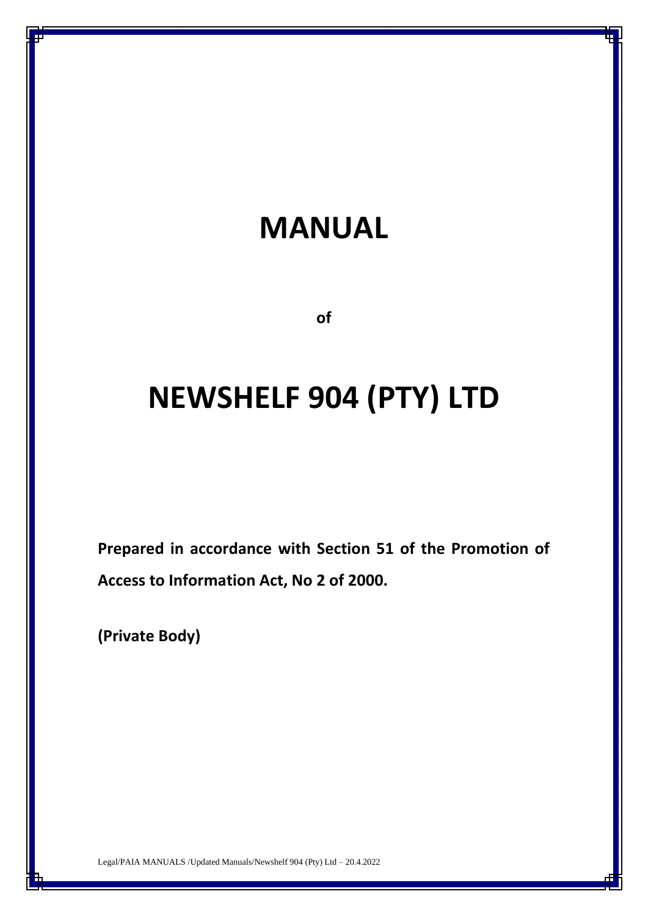# MANUAL

**of**

# NEWSHELF 904 (PTY) LTD

**Prepared in accordance with Section 51 of the Promotion of Access to Information Act, No 2 of 2000.**

**(Private Body)**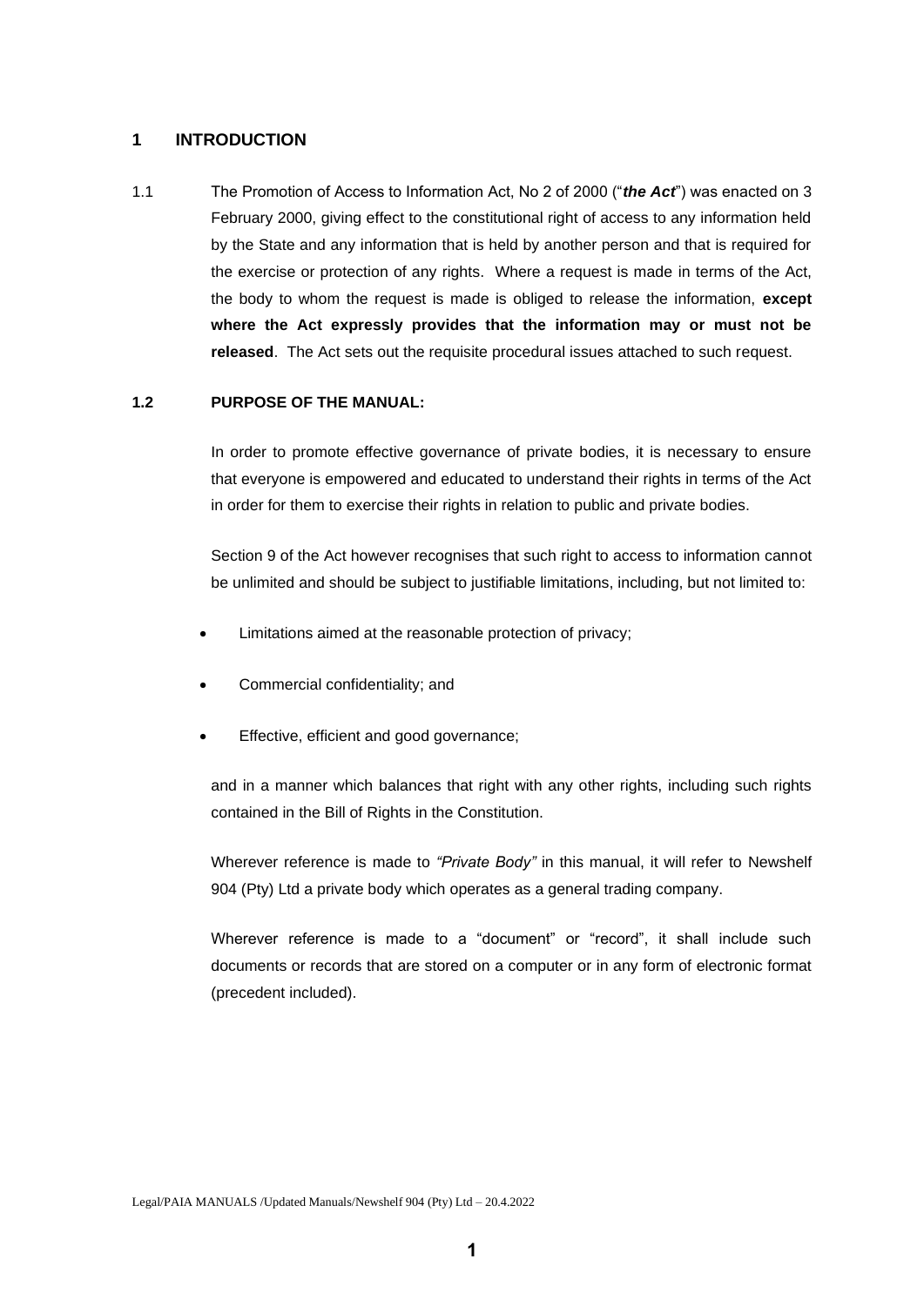## 1 INTRODUCTION

1.1 The Promotion of Access to Information Act, No 2 of 2000 ("***the Act***") was enacted on 3 February 2000, giving effect to the constitutional right of access to any information held by the State and any information that is held by another person and that is required for the exercise or protection of any rights. Where a request is made in terms of the Act, the body to whom the request is made is obliged to release the information, **except where the Act expressly provides that the information may or must not be released**. The Act sets out the requisite procedural issues attached to such request.

### 1.2 PURPOSE OF THE MANUAL:

In order to promote effective governance of private bodies, it is necessary to ensure that everyone is empowered and educated to understand their rights in terms of the Act in order for them to exercise their rights in relation to public and private bodies.

Section 9 of the Act however recognises that such right to access to information cannot be unlimited and should be subject to justifiable limitations, including, but not limited to:

- Limitations aimed at the reasonable protection of privacy;
- Commercial confidentiality; and
- Effective, efficient and good governance;

and in a manner which balances that right with any other rights, including such rights contained in the Bill of Rights in the Constitution.

Wherever reference is made to *"Private Body"* in this manual, it will refer to Newshelf 904 (Pty) Ltd a private body which operates as a general trading company.

Wherever reference is made to a "document" or "record", it shall include such documents or records that are stored on a computer or in any form of electronic format (precedent included).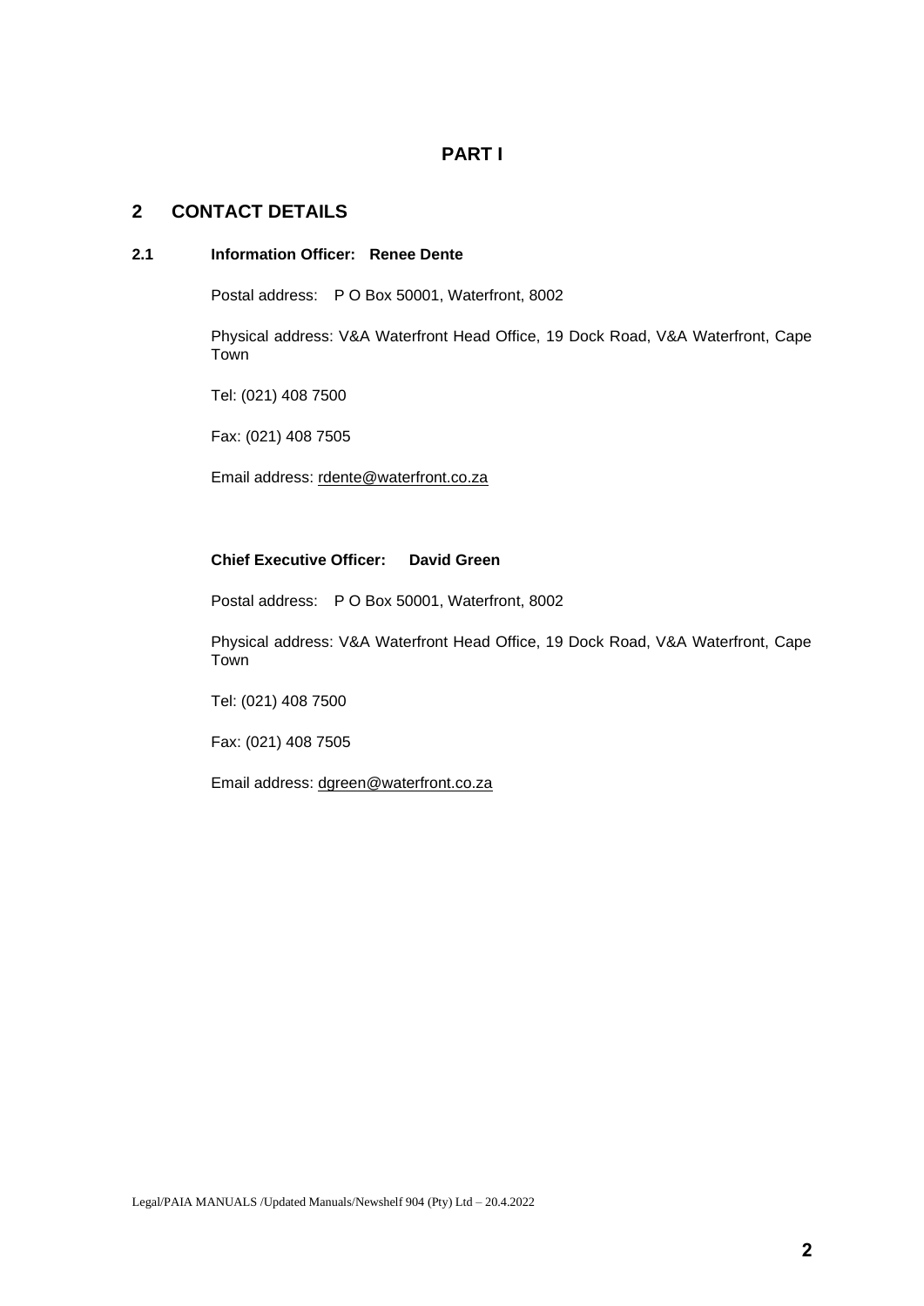# PART I

## 2 CONTACT DETAILS

### 2.1 Information Officer: Renee Dente

Postal address: P O Box 50001, Waterfront, 8002

Physical address: V&A Waterfront Head Office, 19 Dock Road, V&A Waterfront, Cape Town

Tel: (021) 408 7500

Fax: (021) 408 7505

Email address: rdente@waterfront.co.za

**Chief Executive Officer: David Green**

Postal address: P O Box 50001, Waterfront, 8002

Physical address: V&A Waterfront Head Office, 19 Dock Road, V&A Waterfront, Cape Town

Tel: (021) 408 7500

Fax: (021) 408 7505

Email address: dgreen@waterfront.co.za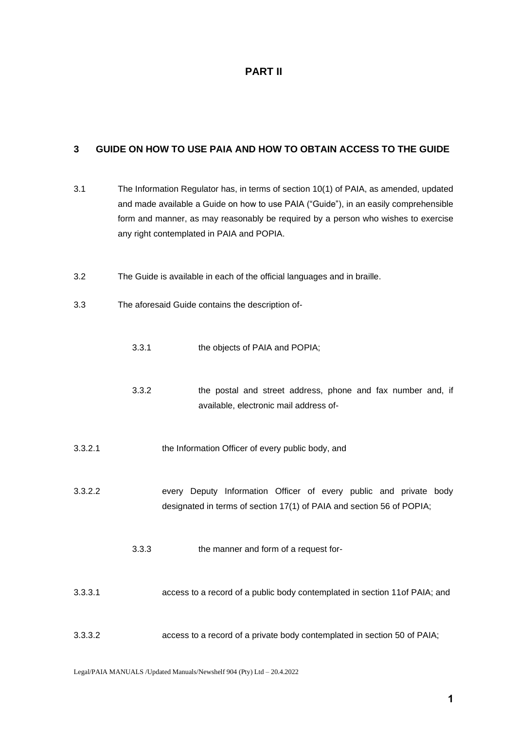# PART II

## 3 GUIDE ON HOW TO USE PAIA AND HOW TO OBTAIN ACCESS TO THE GUIDE

3.1 The Information Regulator has, in terms of section 10(1) of PAIA, as amended, updated and made available a Guide on how to use PAIA ("Guide"), in an easily comprehensible form and manner, as may reasonably be required by a person who wishes to exercise any right contemplated in PAIA and POPIA.

3.2 The Guide is available in each of the official languages and in braille.

3.3 The aforesaid Guide contains the description of-

3.3.1 the objects of PAIA and POPIA;

3.3.2 the postal and street address, phone and fax number and, if available, electronic mail address of-

3.3.2.1 the Information Officer of every public body, and

3.3.2.2 every Deputy Information Officer of every public and private body designated in terms of section 17(1) of PAIA and section 56 of POPIA;

3.3.3 the manner and form of a request for-

3.3.3.1 access to a record of a public body contemplated in section 11of PAIA; and

3.3.3.2 access to a record of a private body contemplated in section 50 of PAIA;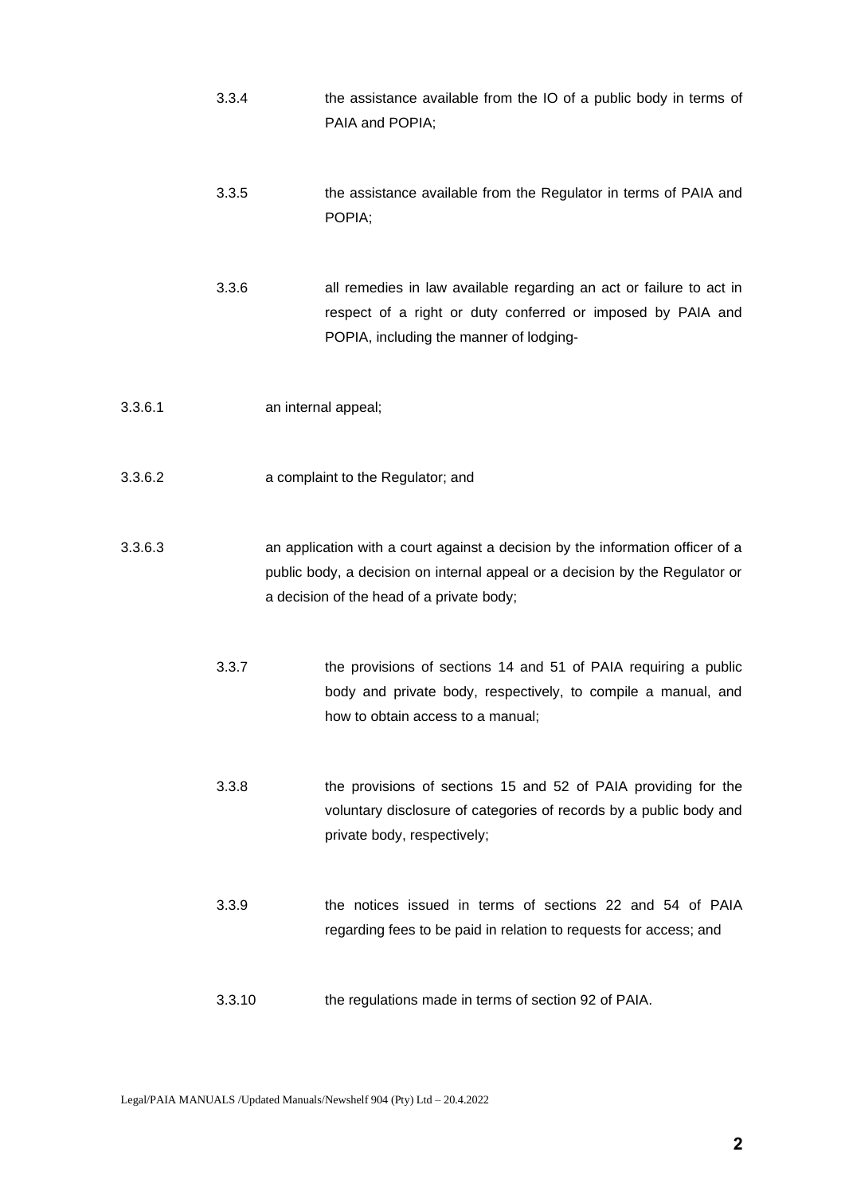3.3.4 the assistance available from the IO of a public body in terms of PAIA and POPIA;

3.3.5 the assistance available from the Regulator in terms of PAIA and POPIA;

3.3.6 all remedies in law available regarding an act or failure to act in respect of a right or duty conferred or imposed by PAIA and POPIA, including the manner of lodging-

3.3.6.1 an internal appeal;

3.3.6.2 a complaint to the Regulator; and

3.3.6.3 an application with a court against a decision by the information officer of a public body, a decision on internal appeal or a decision by the Regulator or a decision of the head of a private body;

3.3.7 the provisions of sections 14 and 51 of PAIA requiring a public body and private body, respectively, to compile a manual, and how to obtain access to a manual;

3.3.8 the provisions of sections 15 and 52 of PAIA providing for the voluntary disclosure of categories of records by a public body and private body, respectively;

3.3.9 the notices issued in terms of sections 22 and 54 of PAIA regarding fees to be paid in relation to requests for access; and

3.3.10 the regulations made in terms of section 92 of PAIA.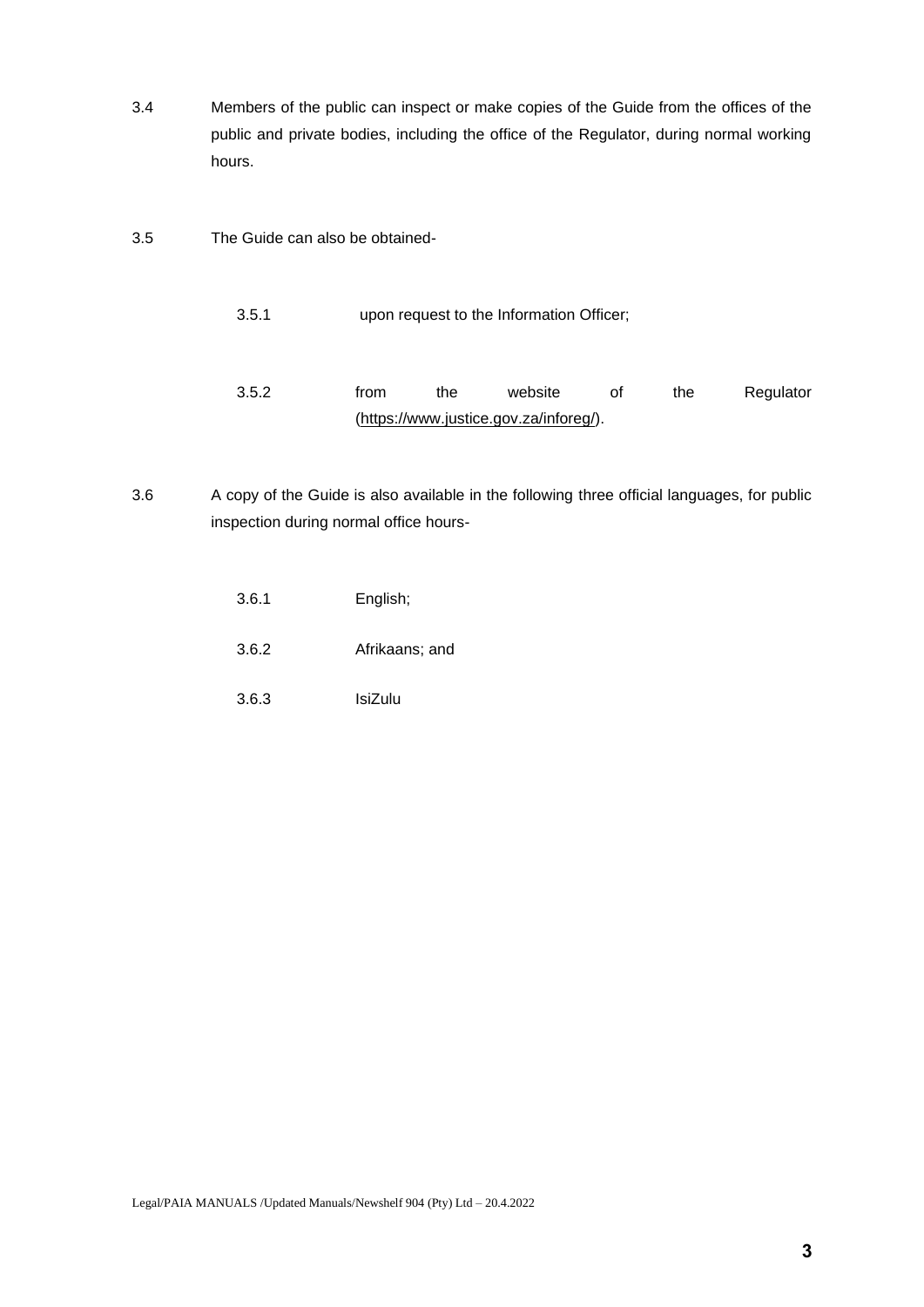3.4 Members of the public can inspect or make copies of the Guide from the offices of the public and private bodies, including the office of the Regulator, during normal working hours.

3.5 The Guide can also be obtained-

- 3.5.1 upon request to the Information Officer;

- 3.5.2 from the website of the Regulator (https://www.justice.gov.za/inforeg/).

3.6 A copy of the Guide is also available in the following three official languages, for public inspection during normal office hours-

- 3.6.1 English;

- 3.6.2 Afrikaans; and

- 3.6.3 IsiZulu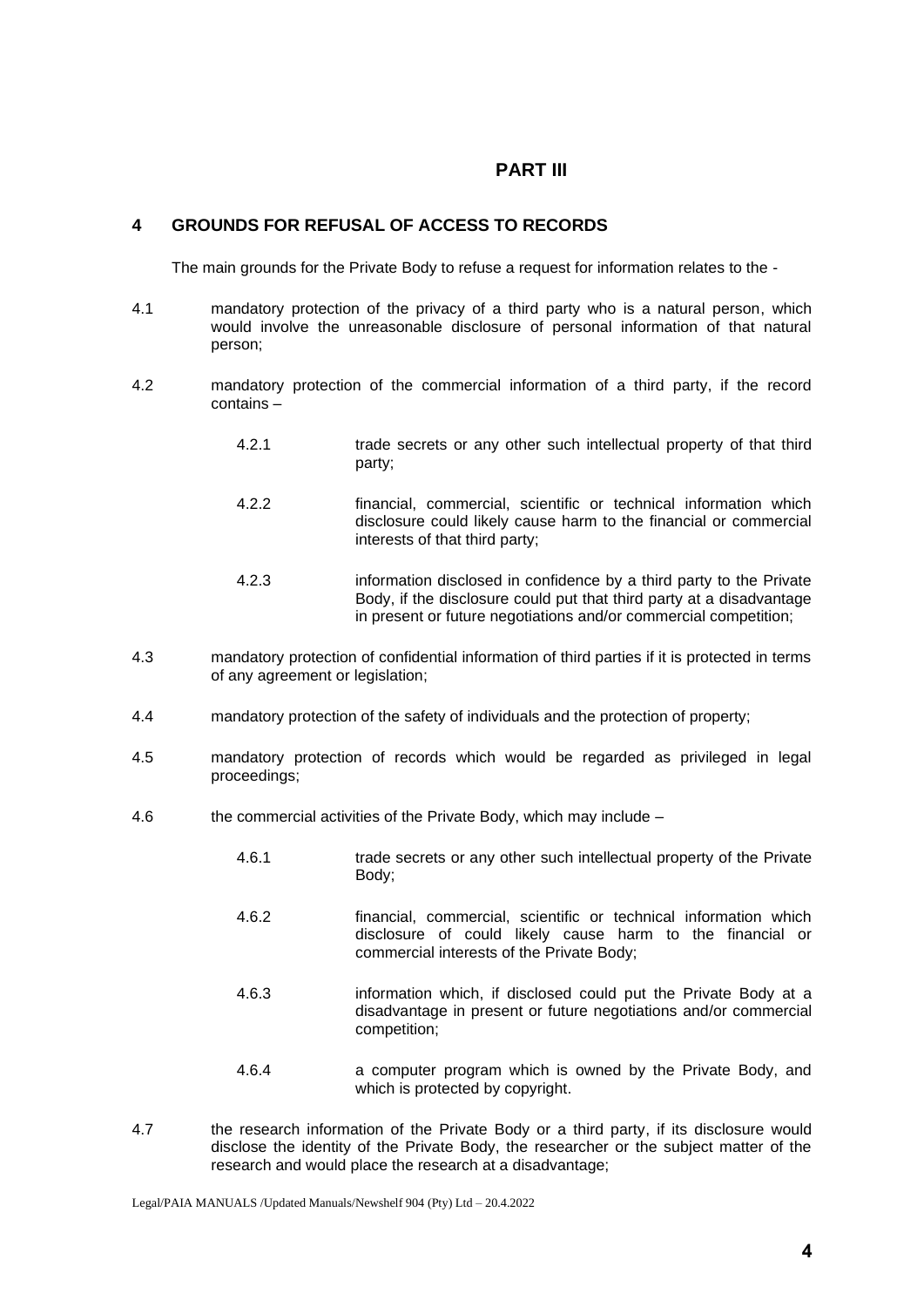# PART III

## 4 GROUNDS FOR REFUSAL OF ACCESS TO RECORDS

The main grounds for the Private Body to refuse a request for information relates to the -

4.1 mandatory protection of the privacy of a third party who is a natural person, which would involve the unreasonable disclosure of personal information of that natural person;

4.2 mandatory protection of the commercial information of a third party, if the record contains –

4.2.1 trade secrets or any other such intellectual property of that third party;

4.2.2 financial, commercial, scientific or technical information which disclosure could likely cause harm to the financial or commercial interests of that third party;

4.2.3 information disclosed in confidence by a third party to the Private Body, if the disclosure could put that third party at a disadvantage in present or future negotiations and/or commercial competition;

4.3 mandatory protection of confidential information of third parties if it is protected in terms of any agreement or legislation;

4.4 mandatory protection of the safety of individuals and the protection of property;

4.5 mandatory protection of records which would be regarded as privileged in legal proceedings;

4.6 the commercial activities of the Private Body, which may include –

4.6.1 trade secrets or any other such intellectual property of the Private Body;

4.6.2 financial, commercial, scientific or technical information which disclosure of could likely cause harm to the financial or commercial interests of the Private Body;

4.6.3 information which, if disclosed could put the Private Body at a disadvantage in present or future negotiations and/or commercial competition;

4.6.4 a computer program which is owned by the Private Body, and which is protected by copyright.

4.7 the research information of the Private Body or a third party, if its disclosure would disclose the identity of the Private Body, the researcher or the subject matter of the research and would place the research at a disadvantage;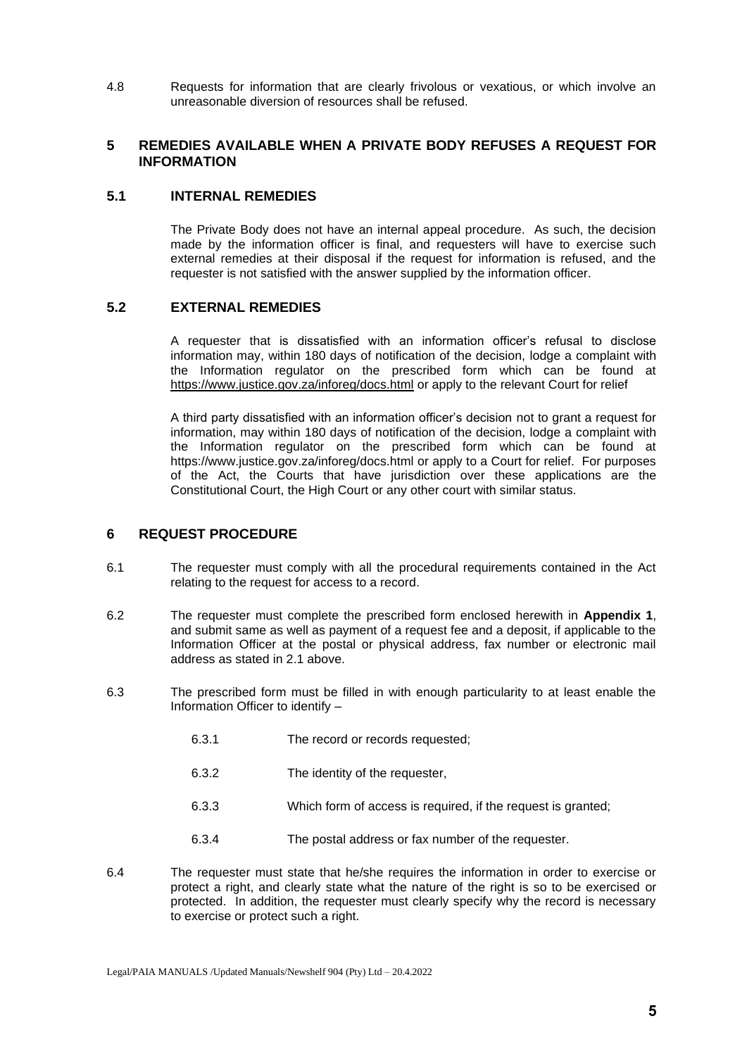4.8 Requests for information that are clearly frivolous or vexatious, or which involve an unreasonable diversion of resources shall be refused.

## 5 REMEDIES AVAILABLE WHEN A PRIVATE BODY REFUSES A REQUEST FOR INFORMATION

### 5.1 INTERNAL REMEDIES

The Private Body does not have an internal appeal procedure. As such, the decision made by the information officer is final, and requesters will have to exercise such external remedies at their disposal if the request for information is refused, and the requester is not satisfied with the answer supplied by the information officer.

### 5.2 EXTERNAL REMEDIES

A requester that is dissatisfied with an information officer's refusal to disclose information may, within 180 days of notification of the decision, lodge a complaint with the Information regulator on the prescribed form which can be found at https://www.justice.gov.za/inforeg/docs.html or apply to the relevant Court for relief

A third party dissatisfied with an information officer's decision not to grant a request for information, may within 180 days of notification of the decision, lodge a complaint with the Information regulator on the prescribed form which can be found at https://www.justice.gov.za/inforeg/docs.html or apply to a Court for relief. For purposes of the Act, the Courts that have jurisdiction over these applications are the Constitutional Court, the High Court or any other court with similar status.

## 6 REQUEST PROCEDURE

6.1 The requester must comply with all the procedural requirements contained in the Act relating to the request for access to a record.

6.2 The requester must complete the prescribed form enclosed herewith in **Appendix 1**, and submit same as well as payment of a request fee and a deposit, if applicable to the Information Officer at the postal or physical address, fax number or electronic mail address as stated in 2.1 above.

6.3 The prescribed form must be filled in with enough particularity to at least enable the Information Officer to identify –

- 6.3.1 The record or records requested;
- 6.3.2 The identity of the requester,
- 6.3.3 Which form of access is required, if the request is granted;
- 6.3.4 The postal address or fax number of the requester.

6.4 The requester must state that he/she requires the information in order to exercise or protect a right, and clearly state what the nature of the right is so to be exercised or protected. In addition, the requester must clearly specify why the record is necessary to exercise or protect such a right.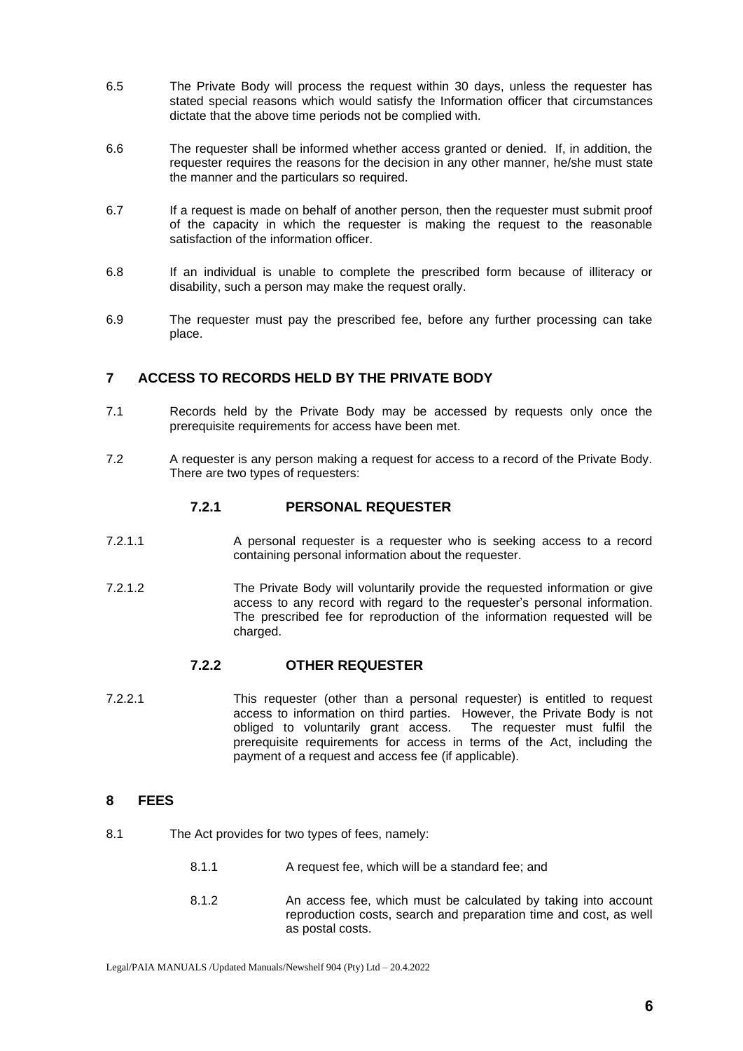6.5 The Private Body will process the request within 30 days, unless the requester has stated special reasons which would satisfy the Information officer that circumstances dictate that the above time periods not be complied with.

6.6 The requester shall be informed whether access granted or denied. If, in addition, the requester requires the reasons for the decision in any other manner, he/she must state the manner and the particulars so required.

6.7 If a request is made on behalf of another person, then the requester must submit proof of the capacity in which the requester is making the request to the reasonable satisfaction of the information officer.

6.8 If an individual is unable to complete the prescribed form because of illiteracy or disability, such a person may make the request orally.

6.9 The requester must pay the prescribed fee, before any further processing can take place.

## 7 ACCESS TO RECORDS HELD BY THE PRIVATE BODY

7.1 Records held by the Private Body may be accessed by requests only once the prerequisite requirements for access have been met.

7.2 A requester is any person making a request for access to a record of the Private Body. There are two types of requesters:

### 7.2.1 PERSONAL REQUESTER

7.2.1.1 A personal requester is a requester who is seeking access to a record containing personal information about the requester.

7.2.1.2 The Private Body will voluntarily provide the requested information or give access to any record with regard to the requester's personal information. The prescribed fee for reproduction of the information requested will be charged.

### 7.2.2 OTHER REQUESTER

7.2.2.1 This requester (other than a personal requester) is entitled to request access to information on third parties. However, the Private Body is not obliged to voluntarily grant access. The requester must fulfil the prerequisite requirements for access in terms of the Act, including the payment of a request and access fee (if applicable).

## 8 FEES

8.1 The Act provides for two types of fees, namely:

8.1.1 A request fee, which will be a standard fee; and

8.1.2 An access fee, which must be calculated by taking into account reproduction costs, search and preparation time and cost, as well as postal costs.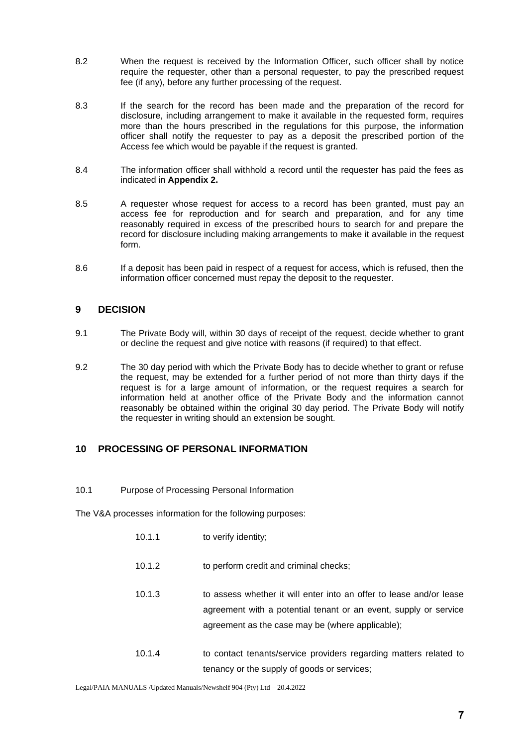8.2 When the request is received by the Information Officer, such officer shall by notice require the requester, other than a personal requester, to pay the prescribed request fee (if any), before any further processing of the request.

8.3 If the search for the record has been made and the preparation of the record for disclosure, including arrangement to make it available in the requested form, requires more than the hours prescribed in the regulations for this purpose, the information officer shall notify the requester to pay as a deposit the prescribed portion of the Access fee which would be payable if the request is granted.

8.4 The information officer shall withhold a record until the requester has paid the fees as indicated in **Appendix 2.**

8.5 A requester whose request for access to a record has been granted, must pay an access fee for reproduction and for search and preparation, and for any time reasonably required in excess of the prescribed hours to search for and prepare the record for disclosure including making arrangements to make it available in the request form.

8.6 If a deposit has been paid in respect of a request for access, which is refused, then the information officer concerned must repay the deposit to the requester.

## 9 DECISION

9.1 The Private Body will, within 30 days of receipt of the request, decide whether to grant or decline the request and give notice with reasons (if required) to that effect.

9.2 The 30 day period with which the Private Body has to decide whether to grant or refuse the request, may be extended for a further period of not more than thirty days if the request is for a large amount of information, or the request requires a search for information held at another office of the Private Body and the information cannot reasonably be obtained within the original 30 day period. The Private Body will notify the requester in writing should an extension be sought.

## 10 PROCESSING OF PERSONAL INFORMATION

10.1 Purpose of Processing Personal Information

The V&A processes information for the following purposes:

10.1.1 to verify identity;

10.1.2 to perform credit and criminal checks;

10.1.3 to assess whether it will enter into an offer to lease and/or lease agreement with a potential tenant or an event, supply or service agreement as the case may be (where applicable);

10.1.4 to contact tenants/service providers regarding matters related to tenancy or the supply of goods or services;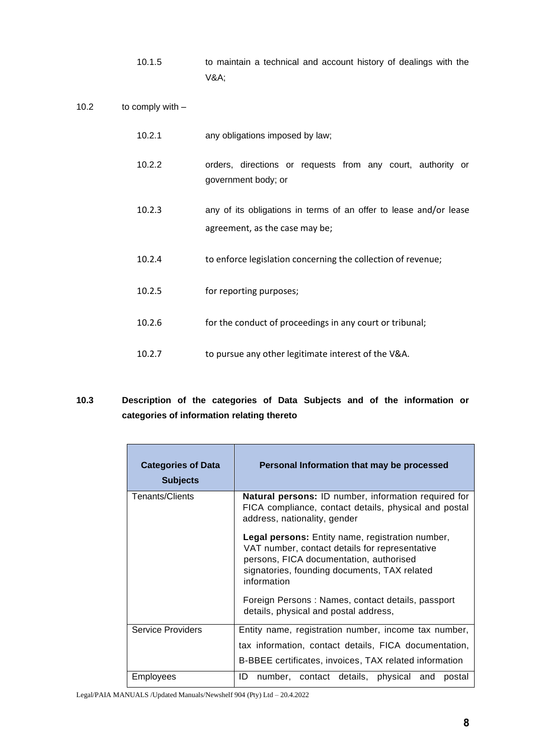10.1.5 to maintain a technical and account history of dealings with the V&A;

10.2 to comply with –

10.2.1 any obligations imposed by law;

10.2.2 orders, directions or requests from any court, authority or government body; or

10.2.3 any of its obligations in terms of an offer to lease and/or lease agreement, as the case may be;

10.2.4 to enforce legislation concerning the collection of revenue;

10.2.5 for reporting purposes;

10.2.6 for the conduct of proceedings in any court or tribunal;

10.2.7 to pursue any other legitimate interest of the V&A.

**10.3 Description of the categories of Data Subjects and of the information or categories of information relating thereto**

| Categories of Data Subjects | Personal Information that may be processed |
|---|---|
| Tenants/Clients | **Natural persons:** ID number, information required for FICA compliance, contact details, physical and postal address, nationality, gender<br><br>**Legal persons:** Entity name, registration number, VAT number, contact details for representative persons, FICA documentation, authorised signatories, founding documents, TAX related information<br><br>Foreign Persons : Names, contact details, passport details, physical and postal address, |
| Service Providers | Entity name, registration number, income tax number, tax information, contact details, FICA documentation, B-BBEE certificates, invoices, TAX related information |
| Employees | ID number, contact details, physical and postal |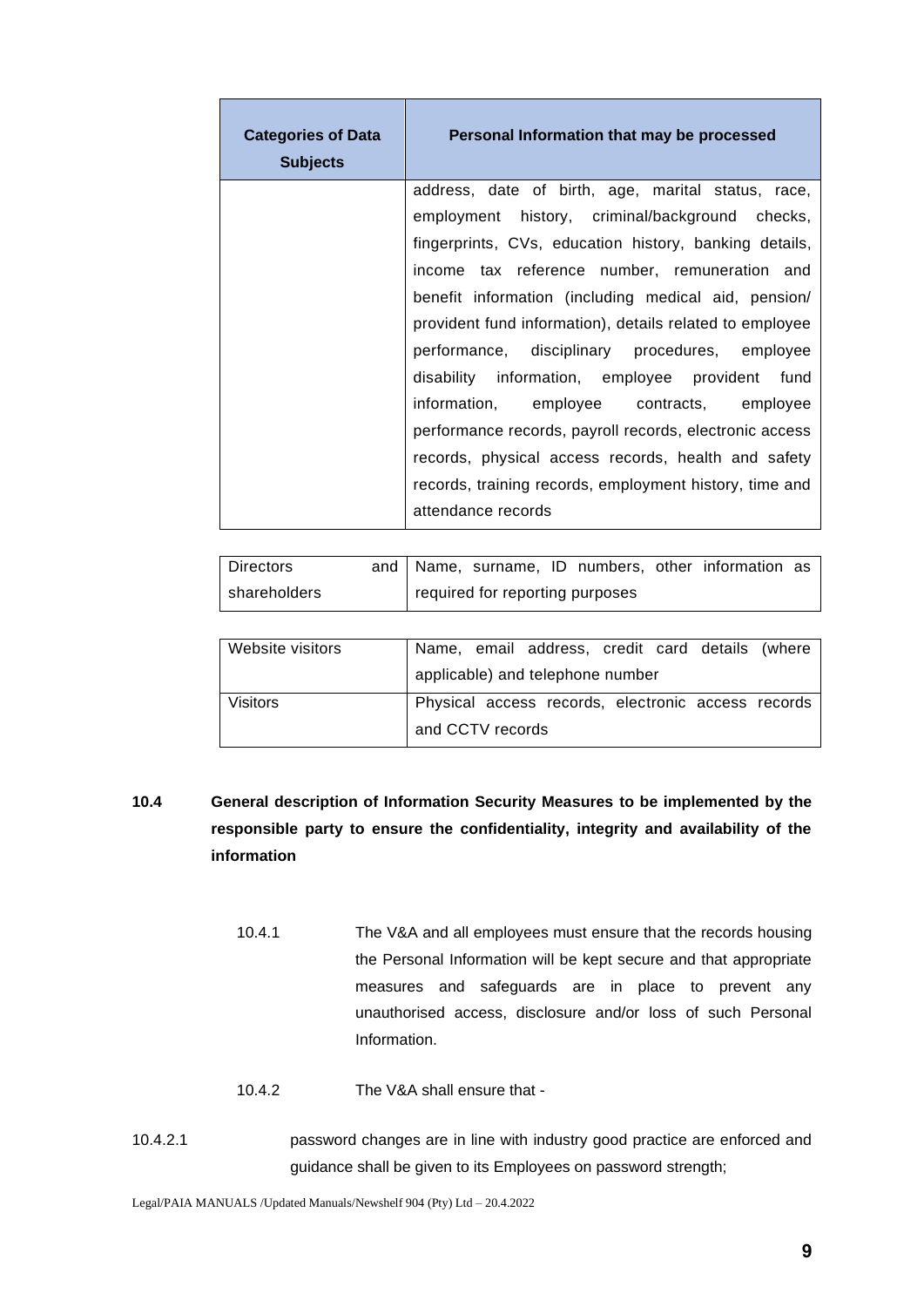| Categories of Data Subjects | Personal Information that may be processed |
| --- | --- |
| | address, date of birth, age, marital status, race, employment history, criminal/background checks, fingerprints, CVs, education history, banking details, income tax reference number, remuneration and benefit information (including medical aid, pension/ provident fund information), details related to employee performance, disciplinary procedures, employee disability information, employee provident fund information, employee contracts, employee performance records, payroll records, electronic access records, physical access records, health and safety records, training records, employment history, time and attendance records |
| Directors and shareholders | Name, surname, ID numbers, other information as required for reporting purposes |
| Website visitors | Name, email address, credit card details (where applicable) and telephone number |
| Visitors | Physical access records, electronic access records and CCTV records |

**10.4 General description of Information Security Measures to be implemented by the responsible party to ensure the confidentiality, integrity and availability of the information**

10.4.1 The V&A and all employees must ensure that the records housing the Personal Information will be kept secure and that appropriate measures and safeguards are in place to prevent any unauthorised access, disclosure and/or loss of such Personal Information.

10.4.2 The V&A shall ensure that -

10.4.2.1 password changes are in line with industry good practice are enforced and guidance shall be given to its Employees on password strength;

Legal/PAIA MANUALS /Updated Manuals/Newshelf 904 (Pty) Ltd – 20.4.2022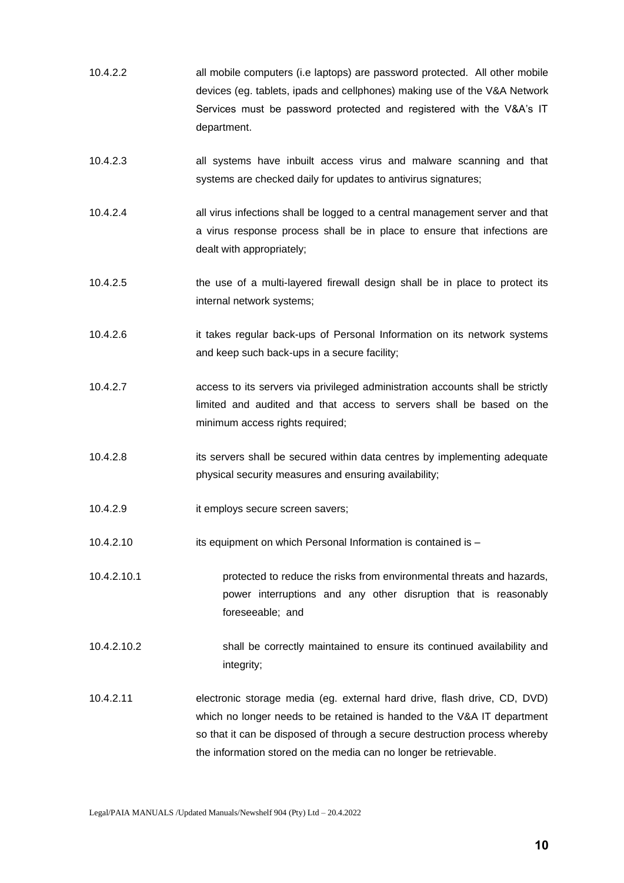10.4.2.2 all mobile computers (i.e laptops) are password protected. All other mobile devices (eg. tablets, ipads and cellphones) making use of the V&A Network Services must be password protected and registered with the V&A's IT department.

10.4.2.3 all systems have inbuilt access virus and malware scanning and that systems are checked daily for updates to antivirus signatures;

10.4.2.4 all virus infections shall be logged to a central management server and that a virus response process shall be in place to ensure that infections are dealt with appropriately;

10.4.2.5 the use of a multi-layered firewall design shall be in place to protect its internal network systems;

10.4.2.6 it takes regular back-ups of Personal Information on its network systems and keep such back-ups in a secure facility;

10.4.2.7 access to its servers via privileged administration accounts shall be strictly limited and audited and that access to servers shall be based on the minimum access rights required;

10.4.2.8 its servers shall be secured within data centres by implementing adequate physical security measures and ensuring availability;

10.4.2.9 it employs secure screen savers;

10.4.2.10 its equipment on which Personal Information is contained is –

10.4.2.10.1 protected to reduce the risks from environmental threats and hazards, power interruptions and any other disruption that is reasonably foreseeable; and

10.4.2.10.2 shall be correctly maintained to ensure its continued availability and integrity;

10.4.2.11 electronic storage media (eg. external hard drive, flash drive, CD, DVD) which no longer needs to be retained is handed to the V&A IT department so that it can be disposed of through a secure destruction process whereby the information stored on the media can no longer be retrievable.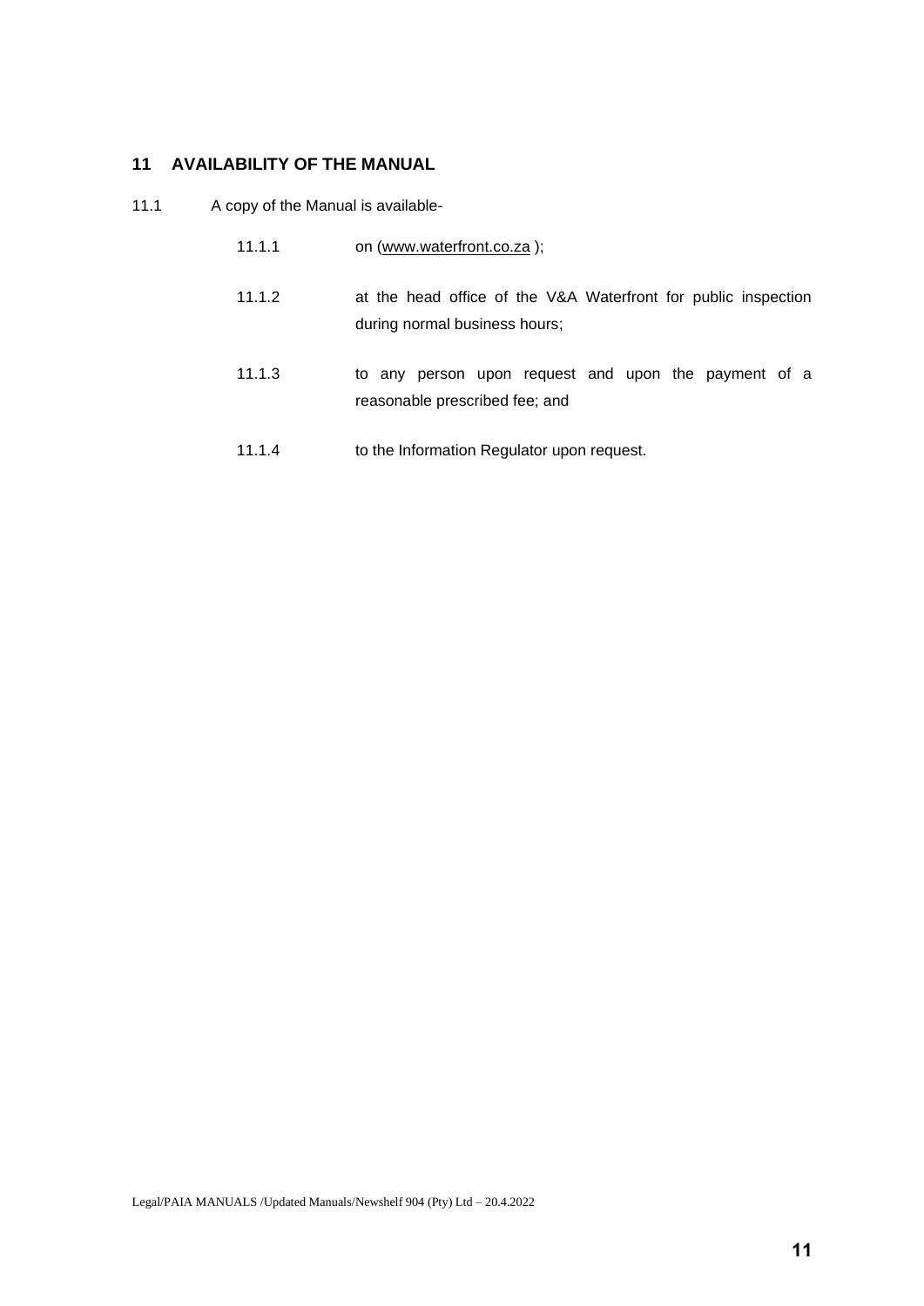## 11 AVAILABILITY OF THE MANUAL

11.1 A copy of the Manual is available-

- 11.1.1 on (www.waterfront.co.za );
- 11.1.2 at the head office of the V&A Waterfront for public inspection during normal business hours;
- 11.1.3 to any person upon request and upon the payment of a reasonable prescribed fee; and
- 11.1.4 to the Information Regulator upon request.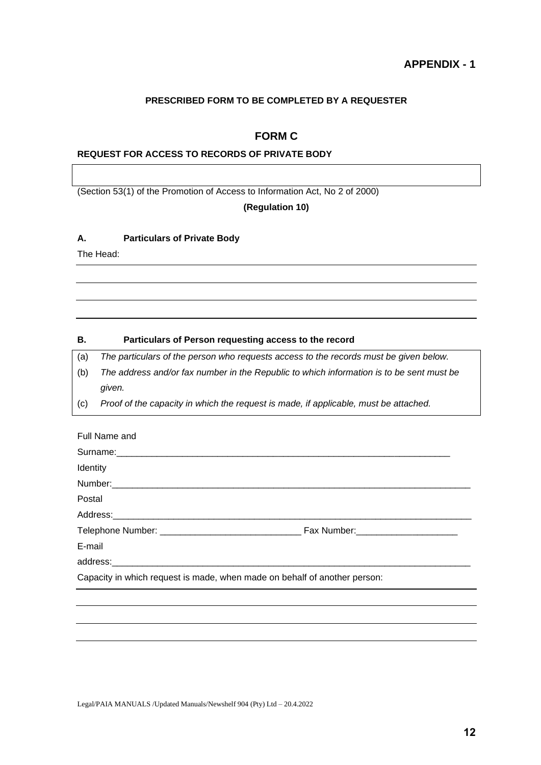# APPENDIX - 1

**PRESCRIBED FORM TO BE COMPLETED BY A REQUESTER**

## FORM C

**REQUEST FOR ACCESS TO RECORDS OF PRIVATE BODY**

(Section 53(1) of the Promotion of Access to Information Act, No 2 of 2000)

**(Regulation 10)**

**A. Particulars of Private Body**

The Head:

______________________________________________________________________

______________________________________________________________________

______________________________________________________________________

______________________________________________________________________

**B. Particulars of Person requesting access to the record**

(a) *The particulars of the person who requests access to the records must be given below.*

(b) *The address and/or fax number in the Republic to which information is to be sent must be given.*

(c) *Proof of the capacity in which the request is made, if applicable, must be attached.*

Full Name and Surname:___________________________________________________________________

Identity Number:___________________________________________________________________

Postal Address:___________________________________________________________________

Telephone Number: ____________________________ Fax Number:____________________

E-mail address:___________________________________________________________________

Capacity in which request is made, when made on behalf of another person:

______________________________________________________________________

______________________________________________________________________

______________________________________________________________________

______________________________________________________________________

Legal/PAIA MANUALS /Updated Manuals/Newshelf 904 (Pty) Ltd – 20.4.2022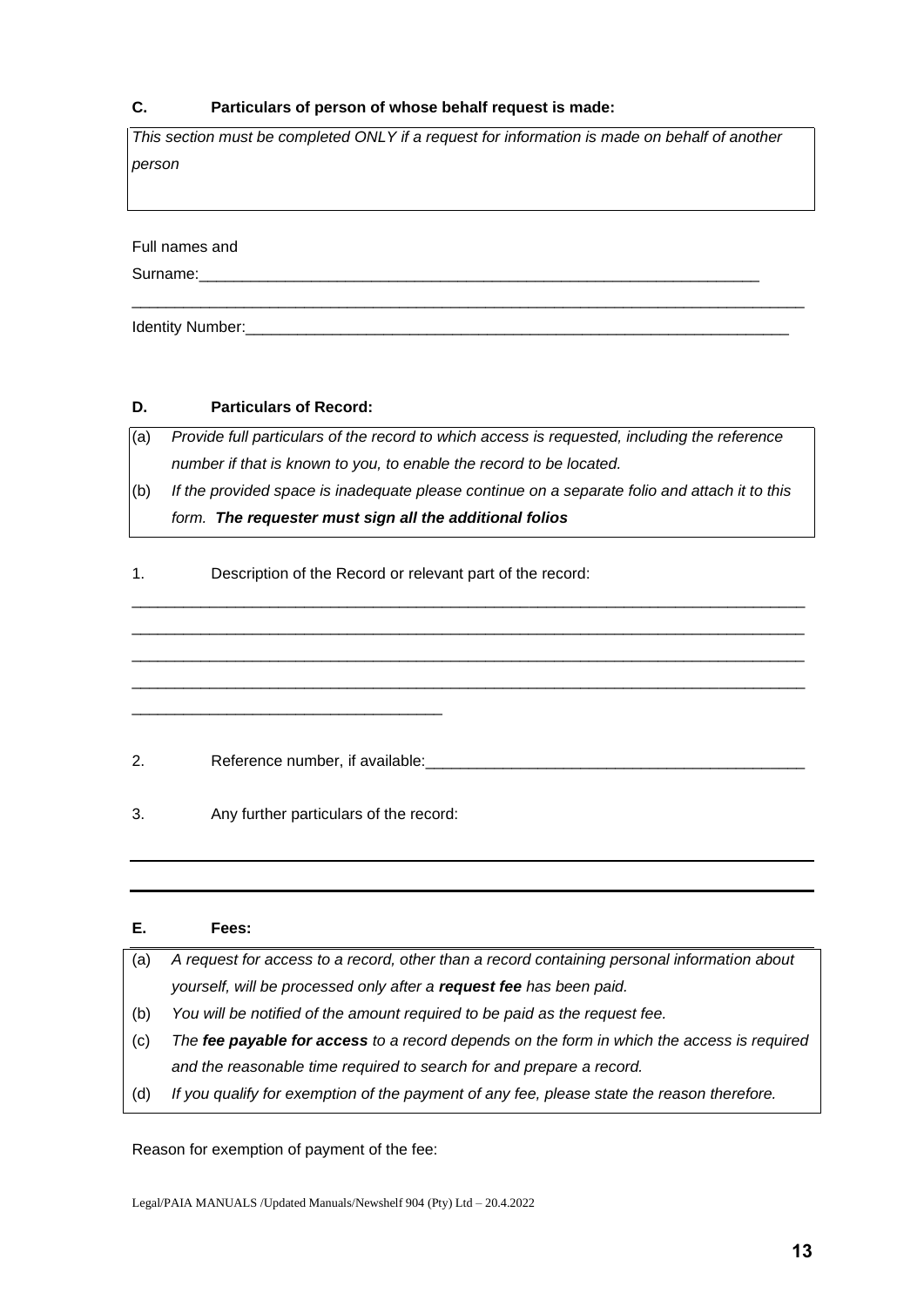**C. Particulars of person of whose behalf request is made:**

*This section must be completed ONLY if a request for information is made on behalf of another person*

Full names and Surname:_____________________________________________________________________

_____________________________________________________________________________

Identity Number:_____________________________________________________________

**D. Particulars of Record:**

(a) *Provide full particulars of the record to which access is requested, including the reference number if that is known to you, to enable the record to be located.*

(b) *If the provided space is inadequate please continue on a separate folio and attach it to this form.* ***The requester must sign all the additional folios***

1. Description of the Record or relevant part of the record:

_____________________________________________________________________________

_____________________________________________________________________________

_____________________________________________________________________________

_____________________________________________________________________________

___________________________________

2. Reference number, if available:_____________________________________________

3. Any further particulars of the record:

_____________________________________________________________________________

_____________________________________________________________________________

**E. Fees:**

(a) *A request for access to a record, other than a record containing personal information about yourself, will be processed only after a* ***request fee*** *has been paid.*

(b) *You will be notified of the amount required to be paid as the request fee.*

(c) *The* ***fee payable for access*** *to a record depends on the form in which the access is required and the reasonable time required to search for and prepare a record.*

(d) *If you qualify for exemption of the payment of any fee, please state the reason therefore.*

Reason for exemption of payment of the fee:

Legal/PAIA MANUALS /Updated Manuals/Newshelf 904 (Pty) Ltd – 20.4.2022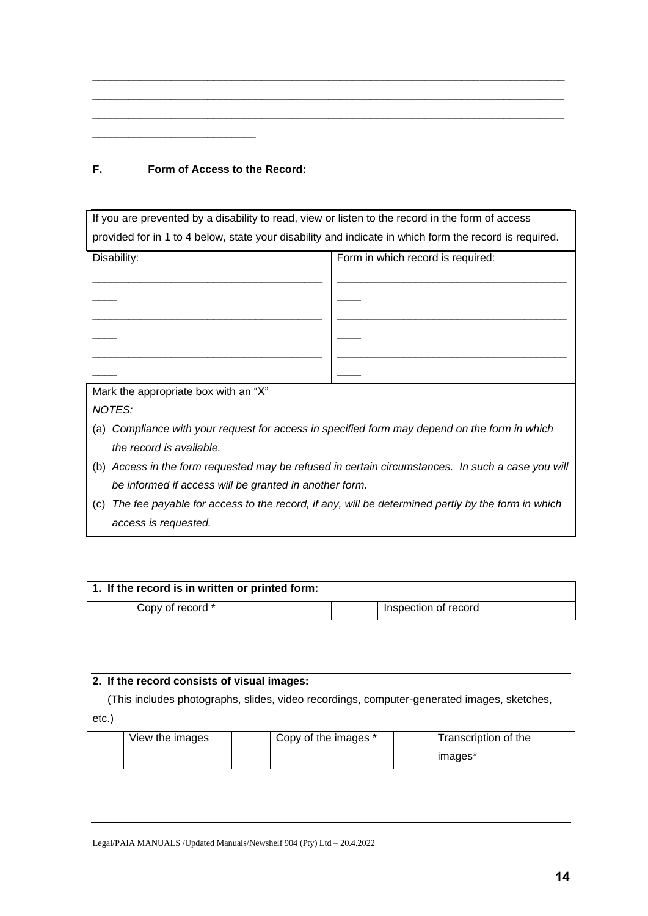\_\_\_\_\_\_\_\_\_\_\_\_\_\_\_\_\_\_\_\_\_\_\_\_\_\_\_\_\_\_\_\_\_\_\_\_\_\_\_\_\_\_\_\_\_\_\_\_\_\_\_\_\_\_\_\_\_\_\_\_\_\_\_\_\_\_\_\_\_\_\_\_\_\_\_\_\_\_\_\_
\_\_\_\_\_\_\_\_\_\_\_\_\_\_\_\_\_\_\_\_\_\_\_\_\_\_\_\_\_\_\_\_\_\_\_\_\_\_\_\_\_\_\_\_\_\_\_\_\_\_\_\_\_\_\_\_\_\_\_\_\_\_\_\_\_\_\_\_\_\_\_\_\_\_\_\_\_\_\_\_
\_\_\_\_\_\_\_\_\_\_\_\_\_\_\_\_\_\_\_\_\_\_\_\_\_\_\_\_\_\_\_\_\_\_\_\_\_\_\_\_\_\_\_\_\_\_\_\_\_\_\_\_\_\_\_\_\_\_\_\_\_\_\_\_\_\_\_\_\_\_\_\_\_\_\_\_\_\_\_\_
\_\_\_\_\_\_\_\_\_\_\_\_\_\_\_\_\_\_\_\_\_\_\_\_\_\_\_\_

**F. Form of Access to the Record:**

| If you are prevented by a disability to read, view or listen to the record in the form of access provided for in 1 to 4 below, state your disability and indicate in which form the record is required. | |
|---|---|
| Disability: | Form in which record is required: |
| \_\_\_\_\_\_\_\_\_\_\_\_\_\_\_\_\_\_\_\_\_\_\_\_\_\_\_\_\_\_\_\_\_\_\_\_\_\_\_\_\_\_ | \_\_\_\_\_\_\_\_\_\_\_\_\_\_\_\_\_\_\_\_\_\_\_\_\_\_\_\_\_\_\_\_\_\_\_\_\_\_\_\_\_\_ |
| \_\_\_\_\_\_\_\_\_\_\_\_\_\_\_\_\_\_\_\_\_\_\_\_\_\_\_\_\_\_\_\_\_\_\_\_\_\_\_\_\_\_ | \_\_\_\_\_\_\_\_\_\_\_\_\_\_\_\_\_\_\_\_\_\_\_\_\_\_\_\_\_\_\_\_\_\_\_\_\_\_\_\_\_\_ |
| \_\_\_\_\_\_\_\_\_\_\_\_\_\_\_\_\_\_\_\_\_\_\_\_\_\_\_\_\_\_\_\_\_\_\_\_\_\_\_\_\_\_ | \_\_\_\_\_\_\_\_\_\_\_\_\_\_\_\_\_\_\_\_\_\_\_\_\_\_\_\_\_\_\_\_\_\_\_\_\_\_\_\_\_\_ |

Mark the appropriate box with an "X"

*NOTES:*

(a) *Compliance with your request for access in specified form may depend on the form in which the record is available.*

(b) *Access in the form requested may be refused in certain circumstances. In such a case you will be informed if access will be granted in another form.*

(c) *The fee payable for access to the record, if any, will be determined partly by the form in which access is requested.*

| **1. If the record is in written or printed form:** | | | |
|---|---|---|---|
| | Copy of record * | | Inspection of record |

| **2. If the record consists of visual images:** (This includes photographs, slides, video recordings, computer-generated images, sketches, etc.) | | | | | |
|---|---|---|---|---|---|
| | View the images | | Copy of the images * | | Transcription of the images* |

Legal/PAIA MANUALS /Updated Manuals/Newshelf 904 (Pty) Ltd – 20.4.2022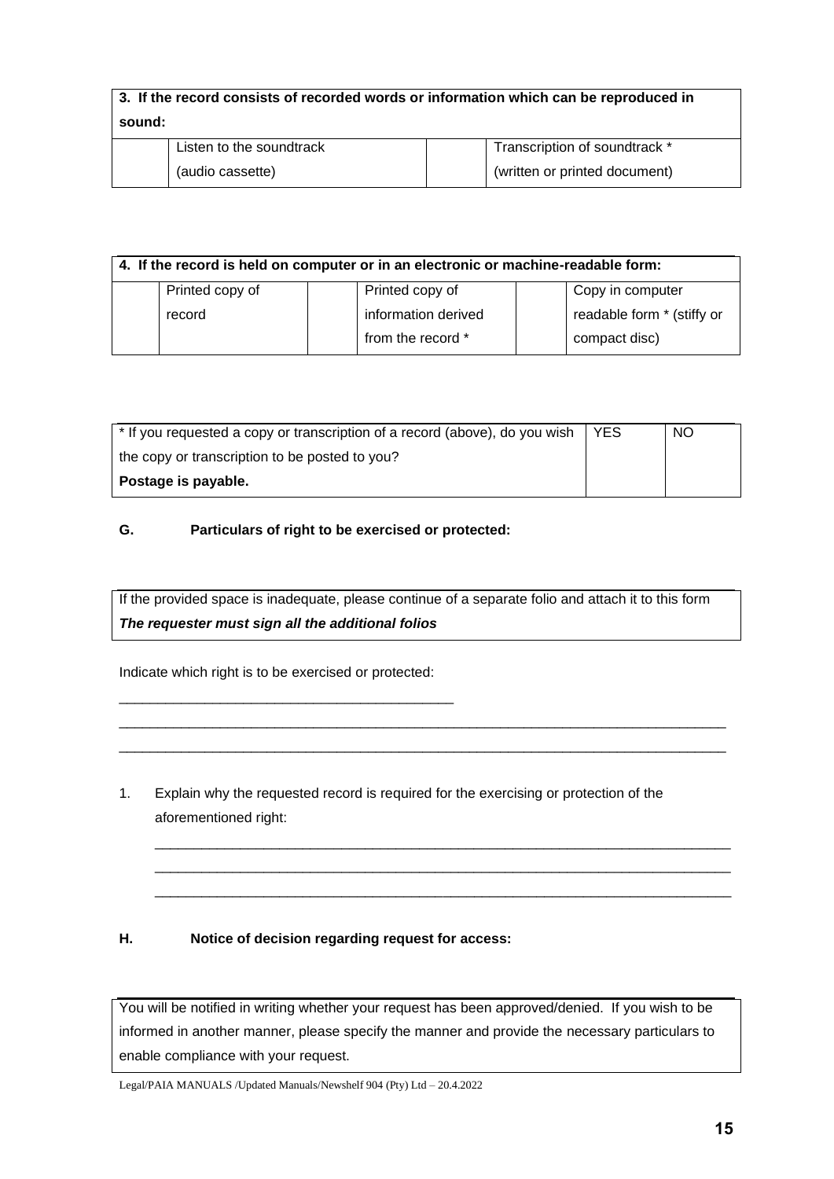| **3. If the record consists of recorded words or information which can be reproduced in sound:** | | | |
|---|---|---|---|
| | Listen to the soundtrack (audio cassette) | | Transcription of soundtrack * (written or printed document) |

| **4. If the record is held on computer or in an electronic or machine-readable form:** | | | | | |
|---|---|---|---|---|---|
| | Printed copy of record | | Printed copy of information derived from the record * | | Copy in computer readable form * (stiffy or compact disc) |

| * If you requested a copy or transcription of a record (above), do you wish the copy or transcription to be posted to you? **Postage is payable.** | YES | NO |
|---|---|---|

**G. Particulars of right to be exercised or protected:**

| If the provided space is inadequate, please continue of a separate folio and attach it to this form ***The requester must sign all the additional folios*** |
|---|

Indicate which right is to be exercised or protected:

____________________________________________

________________________________________________________________________________

________________________________________________________________________________

1. Explain why the requested record is required for the exercising or protection of the aforementioned right:

   ________________________________________________________________________________

   ________________________________________________________________________________

   ________________________________________________________________________________

**H. Notice of decision regarding request for access:**

| You will be notified in writing whether your request has been approved/denied. If you wish to be informed in another manner, please specify the manner and provide the necessary particulars to enable compliance with your request. |
|---|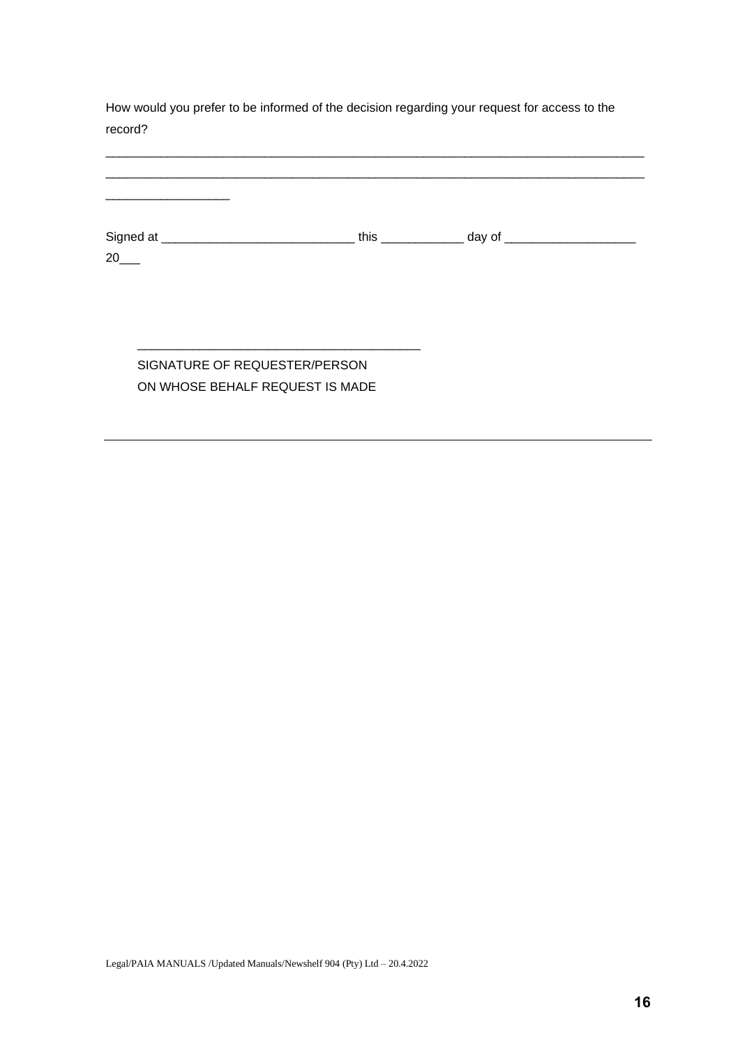How would you prefer to be informed of the decision regarding your request for access to the record?

____________________________________________________________________________________
____________________________________________________________________________________
__________________

Signed at ____________________________ this ____________ day of ___________________ 20___

_________________________________________
SIGNATURE OF REQUESTER/PERSON
ON WHOSE BEHALF REQUEST IS MADE

---

Legal/PAIA MANUALS /Updated Manuals/Newshelf 904 (Pty) Ltd – 20.4.2022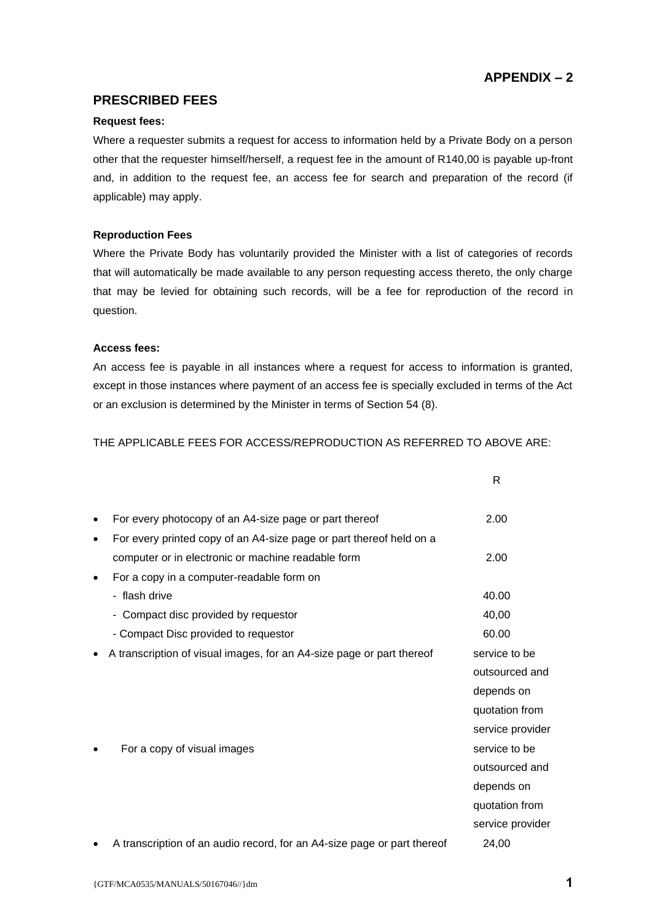## APPENDIX – 2

## PRESCRIBED FEES

**Request fees:**

Where a requester submits a request for access to information held by a Private Body on a person other that the requester himself/herself, a request fee in the amount of R140,00 is payable up-front and, in addition to the request fee, an access fee for search and preparation of the record (if applicable) may apply.

**Reproduction Fees**

Where the Private Body has voluntarily provided the Minister with a list of categories of records that will automatically be made available to any person requesting access thereto, the only charge that may be levied for obtaining such records, will be a fee for reproduction of the record in question.

**Access fees:**

An access fee is payable in all instances where a request for access to information is granted, except in those instances where payment of an access fee is specially excluded in terms of the Act or an exclusion is determined by the Minister in terms of Section 54 (8).

THE APPLICABLE FEES FOR ACCESS/REPRODUCTION AS REFERRED TO ABOVE ARE:

| | R |
|---|---|
| • For every photocopy of an A4-size page or part thereof | 2.00 |
| • For every printed copy of an A4-size page or part thereof held on a computer or in electronic or machine readable form | 2.00 |
| • For a copy in a computer-readable form on | |
| - flash drive | 40.00 |
| - Compact disc provided by requestor | 40,00 |
| - Compact Disc provided to requestor | 60.00 |
| • A transcription of visual images, for an A4-size page or part thereof | service to be outsourced and depends on quotation from service provider |
| • For a copy of visual images | service to be outsourced and depends on quotation from service provider |
| • A transcription of an audio record, for an A4-size page or part thereof | 24,00 |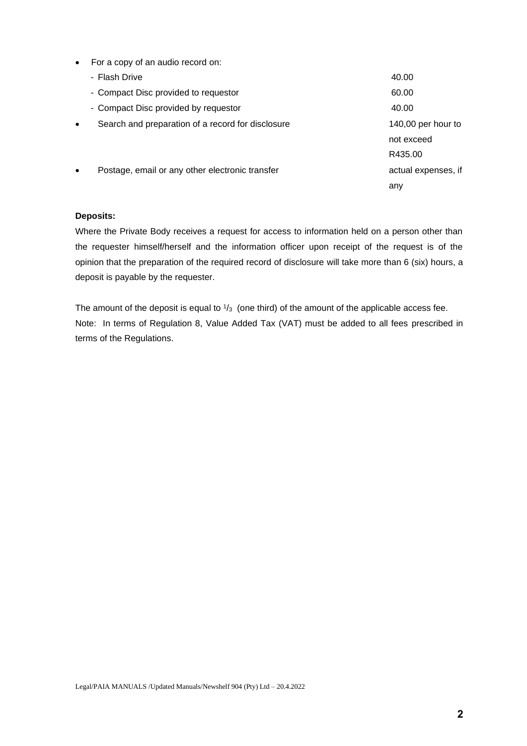- For a copy of an audio record on:
  - Flash Drive 40.00
  - Compact Disc provided to requestor 60.00
  - Compact Disc provided by requestor 40.00
- Search and preparation of a record for disclosure 140,00 per hour to not exceed R435.00
- Postage, email or any other electronic transfer actual expenses, if any

**Deposits:**

Where the Private Body receives a request for access to information held on a person other than the requester himself/herself and the information officer upon receipt of the request is of the opinion that the preparation of the required record of disclosure will take more than 6 (six) hours, a deposit is payable by the requester.

The amount of the deposit is equal to $^1/_3$ (one third) of the amount of the applicable access fee.

Note: In terms of Regulation 8, Value Added Tax (VAT) must be added to all fees prescribed in terms of the Regulations.